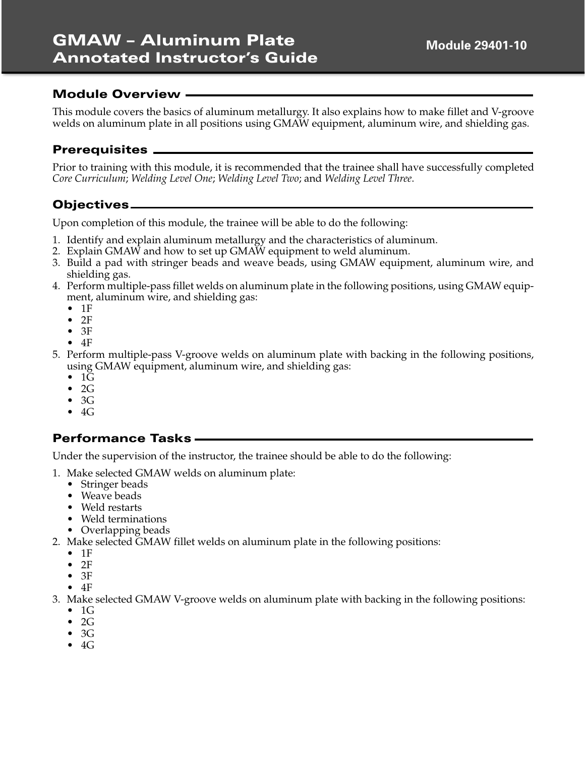# GMAW – Aluminum Plate Annotated Instructor's Guide

Module 29401-10

## Module Overview

This module covers the basics of aluminum metallurgy. It also explains how to make fillet and V-groove welds on aluminum plate in all positions using GMAW equipment, aluminum wire, and shielding gas.

## Prerequisites

Prior to training with this module, it is recommended that the trainee shall have successfully completed *Core Curriculum*; *Welding Level One*; *Welding Level Two*; and *Welding Level Three*.

## Objectives

Upon completion of this module, the trainee will be able to do the following:

1. Identify and explain aluminum metallurgy and the characteristics of aluminum.
2. Explain GMAW and how to set up GMAW equipment to weld aluminum.
3. Build a pad with stringer beads and weave beads, using GMAW equipment, aluminum wire, and shielding gas.
4. Perform multiple-pass fillet welds on aluminum plate in the following positions, using GMAW equipment, aluminum wire, and shielding gas:
   - 1F
   - 2F
   - 3F
   - 4F
5. Perform multiple-pass V-groove welds on aluminum plate with backing in the following positions, using GMAW equipment, aluminum wire, and shielding gas:
   - 1G
   - 2G
   - 3G
   - 4G

## Performance Tasks

Under the supervision of the instructor, the trainee should be able to do the following:

1. Make selected GMAW welds on aluminum plate:
   - Stringer beads
   - Weave beads
   - Weld restarts
   - Weld terminations
   - Overlapping beads
2. Make selected GMAW fillet welds on aluminum plate in the following positions:
   - 1F
   - 2F
   - 3F
   - 4F
3. Make selected GMAW V-groove welds on aluminum plate with backing in the following positions:
   - 1G
   - 2G
   - 3G
   - 4G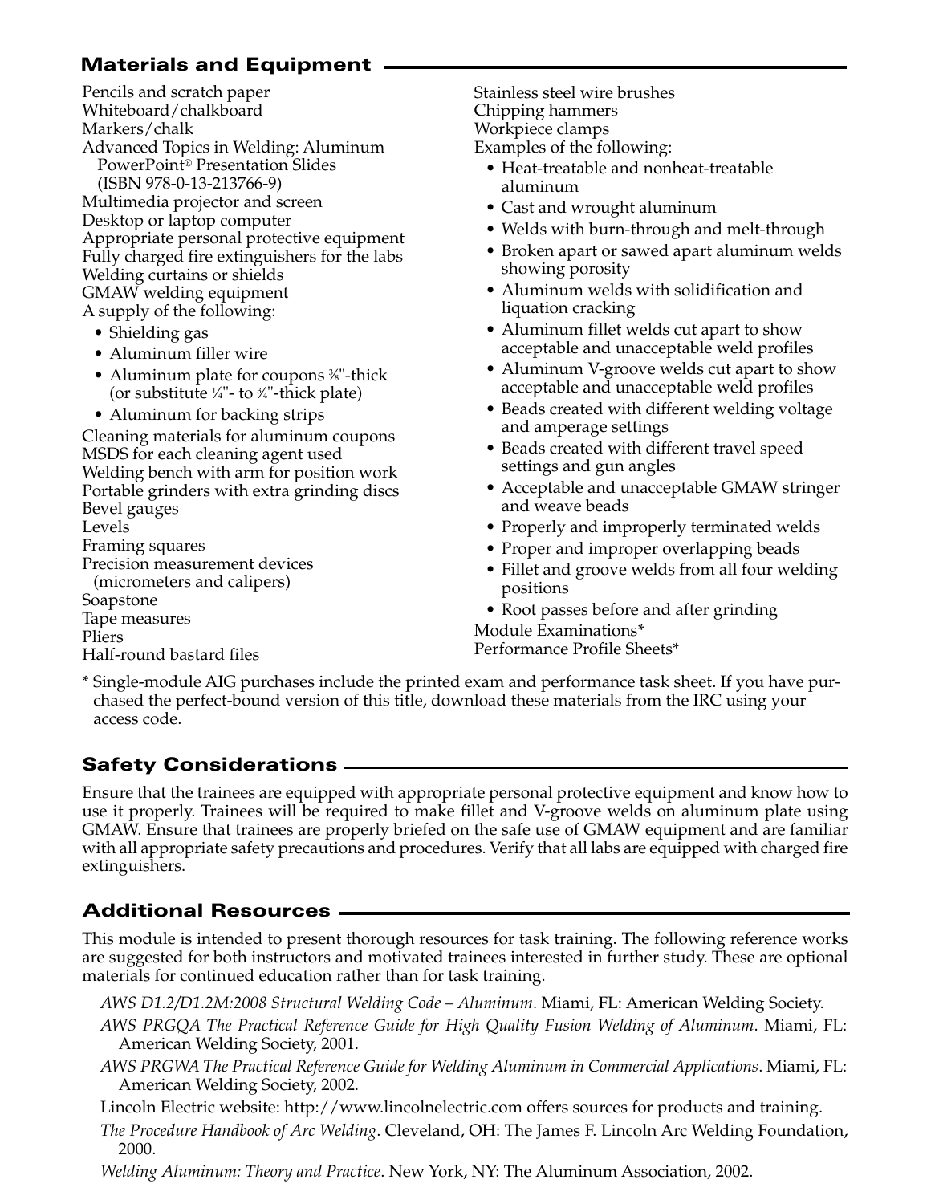## Materials and Equipment

Pencils and scratch paper
Whiteboard/chalkboard
Markers/chalk
Advanced Topics in Welding: Aluminum PowerPoint® Presentation Slides (ISBN 978-0-13-213766-9)
Multimedia projector and screen
Desktop or laptop computer
Appropriate personal protective equipment
Fully charged fire extinguishers for the labs
Welding curtains or shields
GMAW welding equipment
A supply of the following:

- Shielding gas
- Aluminum filler wire
- Aluminum plate for coupons ⅜"-thick (or substitute ¼"- to ¾"-thick plate)
- Aluminum for backing strips

Cleaning materials for aluminum coupons
MSDS for each cleaning agent used
Welding bench with arm for position work
Portable grinders with extra grinding discs
Bevel gauges
Levels
Framing squares
Precision measurement devices (micrometers and calipers)
Soapstone
Tape measures
Pliers
Half-round bastard files
Stainless steel wire brushes
Chipping hammers
Workpiece clamps
Examples of the following:

- Heat-treatable and nonheat-treatable aluminum
- Cast and wrought aluminum
- Welds with burn-through and melt-through
- Broken apart or sawed apart aluminum welds showing porosity
- Aluminum welds with solidification and liquation cracking
- Aluminum fillet welds cut apart to show acceptable and unacceptable weld profiles
- Aluminum V-groove welds cut apart to show acceptable and unacceptable weld profiles
- Beads created with different welding voltage and amperage settings
- Beads created with different travel speed settings and gun angles
- Acceptable and unacceptable GMAW stringer and weave beads
- Properly and improperly terminated welds
- Proper and improper overlapping beads
- Fillet and groove welds from all four welding positions
- Root passes before and after grinding

Module Examinations*
Performance Profile Sheets*

\* Single-module AIG purchases include the printed exam and performance task sheet. If you have purchased the perfect-bound version of this title, download these materials from the IRC using your access code.

## Safety Considerations

Ensure that the trainees are equipped with appropriate personal protective equipment and know how to use it properly. Trainees will be required to make fillet and V-groove welds on aluminum plate using GMAW. Ensure that trainees are properly briefed on the safe use of GMAW equipment and are familiar with all appropriate safety precautions and procedures. Verify that all labs are equipped with charged fire extinguishers.

## Additional Resources

This module is intended to present thorough resources for task training. The following reference works are suggested for both instructors and motivated trainees interested in further study. These are optional materials for continued education rather than for task training.

*AWS D1.2/D1.2M:2008 Structural Welding Code – Aluminum*. Miami, FL: American Welding Society.

*AWS PRGQA The Practical Reference Guide for High Quality Fusion Welding of Aluminum*. Miami, FL: American Welding Society, 2001.

*AWS PRGWA The Practical Reference Guide for Welding Aluminum in Commercial Applications*. Miami, FL: American Welding Society, 2002.

Lincoln Electric website: http://www.lincolnelectric.com offers sources for products and training.

*The Procedure Handbook of Arc Welding*. Cleveland, OH: The James F. Lincoln Arc Welding Foundation, 2000.

*Welding Aluminum: Theory and Practice*. New York, NY: The Aluminum Association, 2002.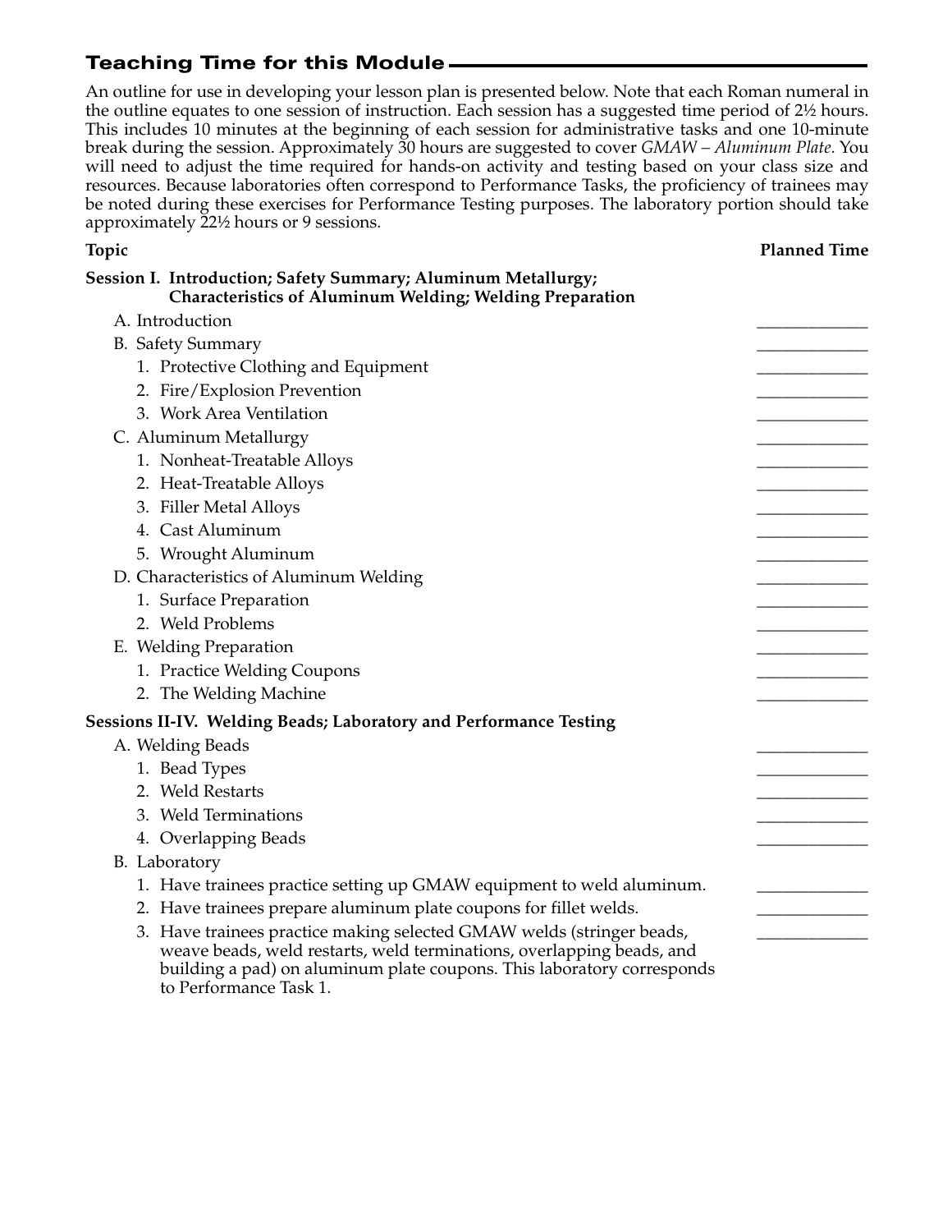## Teaching Time for this Module

An outline for use in developing your lesson plan is presented below. Note that each Roman numeral in the outline equates to one session of instruction. Each session has a suggested time period of 2½ hours. This includes 10 minutes at the beginning of each session for administrative tasks and one 10-minute break during the session. Approximately 30 hours are suggested to cover *GMAW – Aluminum Plate*. You will need to adjust the time required for hands-on activity and testing based on your class size and resources. Because laboratories often correspond to Performance Tasks, the proficiency of trainees may be noted during these exercises for Performance Testing purposes. The laboratory portion should take approximately 22½ hours or 9 sessions.

| Topic | Planned Time |
|---|---|
| **Session I. Introduction; Safety Summary; Aluminum Metallurgy; Characteristics of Aluminum Welding; Welding Preparation** | |
| A. Introduction | _____________ |
| B. Safety Summary | _____________ |
| 1. Protective Clothing and Equipment | _____________ |
| 2. Fire/Explosion Prevention | _____________ |
| 3. Work Area Ventilation | _____________ |
| C. Aluminum Metallurgy | _____________ |
| 1. Nonheat-Treatable Alloys | _____________ |
| 2. Heat-Treatable Alloys | _____________ |
| 3. Filler Metal Alloys | _____________ |
| 4. Cast Aluminum | _____________ |
| 5. Wrought Aluminum | _____________ |
| D. Characteristics of Aluminum Welding | _____________ |
| 1. Surface Preparation | _____________ |
| 2. Weld Problems | _____________ |
| E. Welding Preparation | _____________ |
| 1. Practice Welding Coupons | _____________ |
| 2. The Welding Machine | _____________ |
| **Sessions II-IV. Welding Beads; Laboratory and Performance Testing** | |
| A. Welding Beads | _____________ |
| 1. Bead Types | _____________ |
| 2. Weld Restarts | _____________ |
| 3. Weld Terminations | _____________ |
| 4. Overlapping Beads | _____________ |
| B. Laboratory | |
| 1. Have trainees practice setting up GMAW equipment to weld aluminum. | _____________ |
| 2. Have trainees prepare aluminum plate coupons for fillet welds. | _____________ |
| 3. Have trainees practice making selected GMAW welds (stringer beads, weave beads, weld restarts, weld terminations, overlapping beads, and building a pad) on aluminum plate coupons. This laboratory corresponds to Performance Task 1. | _____________ |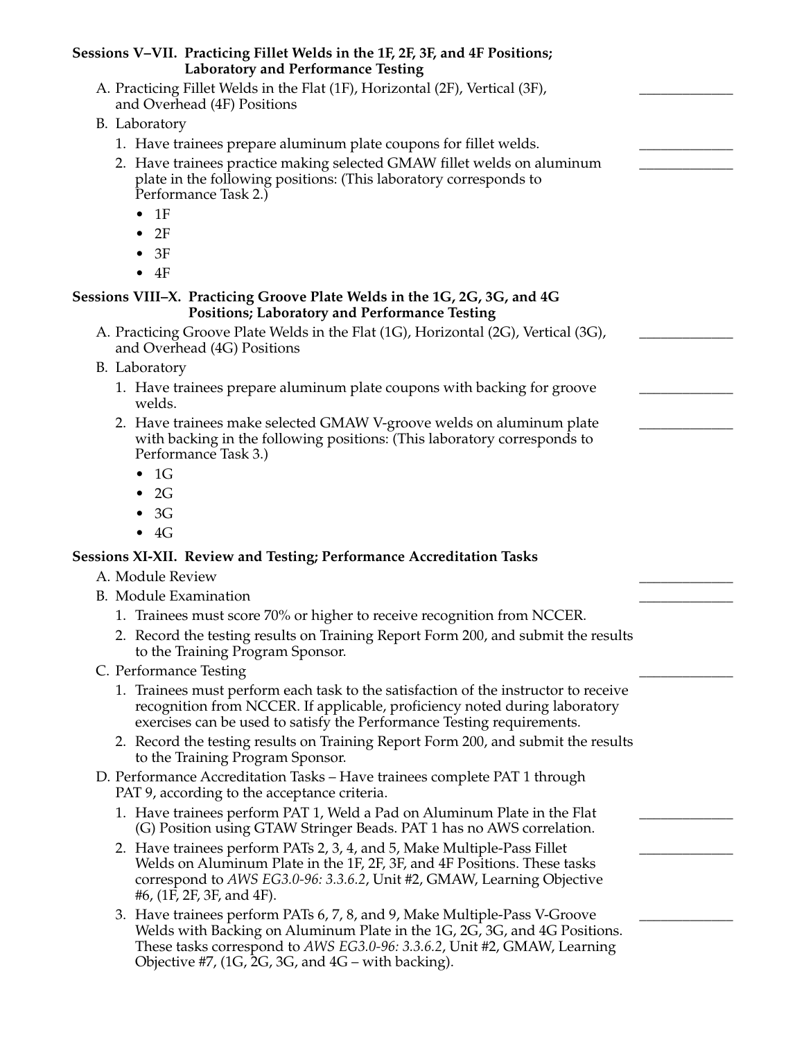**Sessions V–VII. Practicing Fillet Welds in the 1F, 2F, 3F, and 4F Positions; Laboratory and Performance Testing**

A. Practicing Fillet Welds in the Flat (1F), Horizontal (2F), Vertical (3F), and Overhead (4F) Positions _____________

B. Laboratory

1. Have trainees prepare aluminum plate coupons for fillet welds. _____________
2. Have trainees practice making selected GMAW fillet welds on aluminum plate in the following positions: (This laboratory corresponds to Performance Task 2.) _____________
   - 1F
   - 2F
   - 3F
   - 4F

**Sessions VIII–X. Practicing Groove Plate Welds in the 1G, 2G, 3G, and 4G Positions; Laboratory and Performance Testing**

A. Practicing Groove Plate Welds in the Flat (1G), Horizontal (2G), Vertical (3G), and Overhead (4G) Positions _____________

B. Laboratory

1. Have trainees prepare aluminum plate coupons with backing for groove welds. _____________
2. Have trainees make selected GMAW V-groove welds on aluminum plate with backing in the following positions: (This laboratory corresponds to Performance Task 3.) _____________
   - 1G
   - 2G
   - 3G
   - 4G

**Sessions XI-XII. Review and Testing; Performance Accreditation Tasks**

A. Module Review _____________

B. Module Examination _____________

1. Trainees must score 70% or higher to receive recognition from NCCER.
2. Record the testing results on Training Report Form 200, and submit the results to the Training Program Sponsor.

C. Performance Testing _____________

1. Trainees must perform each task to the satisfaction of the instructor to receive recognition from NCCER. If applicable, proficiency noted during laboratory exercises can be used to satisfy the Performance Testing requirements.
2. Record the testing results on Training Report Form 200, and submit the results to the Training Program Sponsor.

D. Performance Accreditation Tasks – Have trainees complete PAT 1 through PAT 9, according to the acceptance criteria.

1. Have trainees perform PAT 1, Weld a Pad on Aluminum Plate in the Flat (G) Position using GTAW Stringer Beads. PAT 1 has no AWS correlation. _____________
2. Have trainees perform PATs 2, 3, 4, and 5, Make Multiple-Pass Fillet Welds on Aluminum Plate in the 1F, 2F, 3F, and 4F Positions. These tasks correspond to *AWS EG3.0-96: 3.3.6.2*, Unit #2, GMAW, Learning Objective #6, (1F, 2F, 3F, and 4F). _____________
3. Have trainees perform PATs 6, 7, 8, and 9, Make Multiple-Pass V-Groove Welds with Backing on Aluminum Plate in the 1G, 2G, 3G, and 4G Positions. These tasks correspond to *AWS EG3.0-96: 3.3.6.2*, Unit #2, GMAW, Learning Objective #7, (1G, 2G, 3G, and 4G – with backing). _____________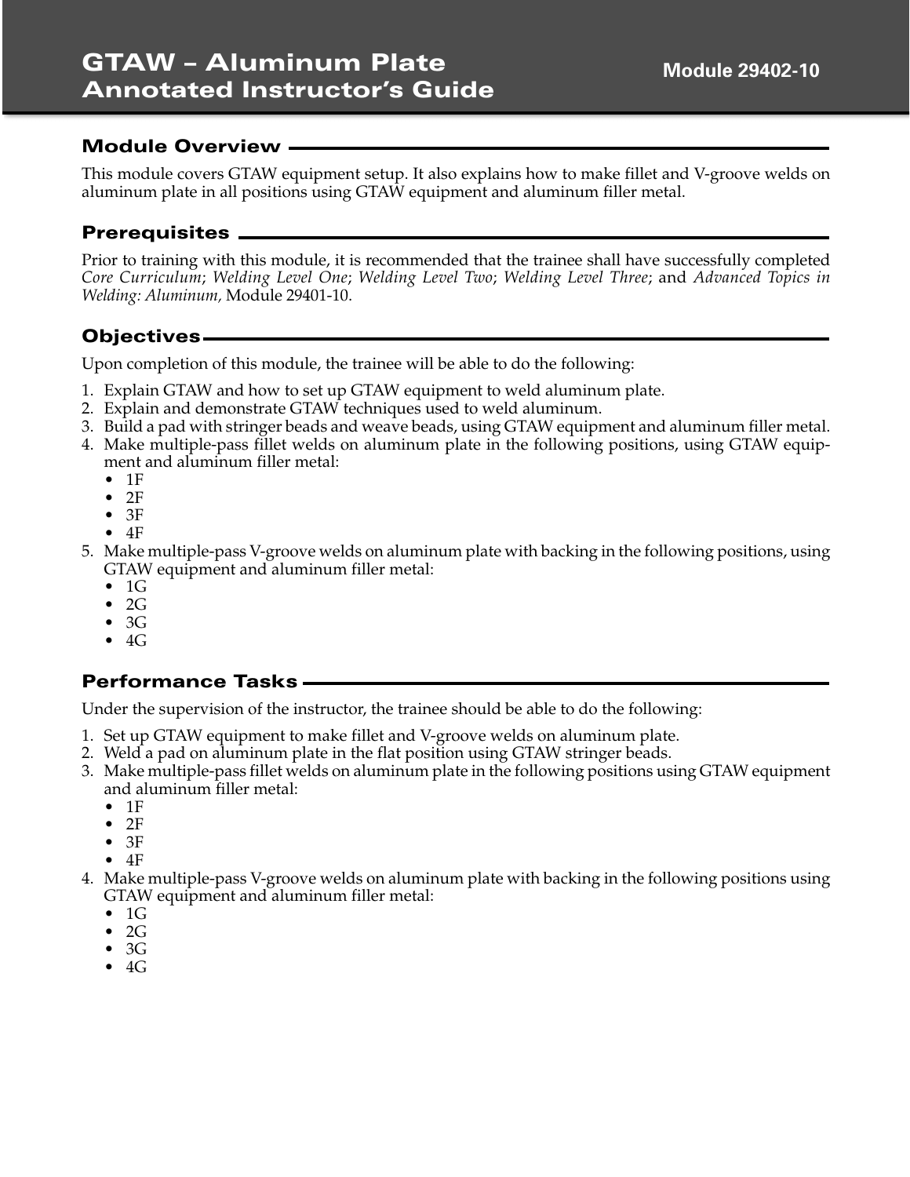# GTAW – Aluminum Plate Annotated Instructor's Guide

**Module 29402-10**

## Module Overview

This module covers GTAW equipment setup. It also explains how to make fillet and V-groove welds on aluminum plate in all positions using GTAW equipment and aluminum filler metal.

## Prerequisites

Prior to training with this module, it is recommended that the trainee shall have successfully completed *Core Curriculum*; *Welding Level One*; *Welding Level Two*; *Welding Level Three*; and *Advanced Topics in Welding: Aluminum,* Module 29401-10.

## Objectives

Upon completion of this module, the trainee will be able to do the following:

1. Explain GTAW and how to set up GTAW equipment to weld aluminum plate.
2. Explain and demonstrate GTAW techniques used to weld aluminum.
3. Build a pad with stringer beads and weave beads, using GTAW equipment and aluminum filler metal.
4. Make multiple-pass fillet welds on aluminum plate in the following positions, using GTAW equipment and aluminum filler metal:
   - 1F
   - 2F
   - 3F
   - 4F
5. Make multiple-pass V-groove welds on aluminum plate with backing in the following positions, using GTAW equipment and aluminum filler metal:
   - 1G
   - 2G
   - 3G
   - 4G

## Performance Tasks

Under the supervision of the instructor, the trainee should be able to do the following:

1. Set up GTAW equipment to make fillet and V-groove welds on aluminum plate.
2. Weld a pad on aluminum plate in the flat position using GTAW stringer beads.
3. Make multiple-pass fillet welds on aluminum plate in the following positions using GTAW equipment and aluminum filler metal:
   - 1F
   - 2F
   - 3F
   - 4F
4. Make multiple-pass V-groove welds on aluminum plate with backing in the following positions using GTAW equipment and aluminum filler metal:
   - 1G
   - 2G
   - 3G
   - 4G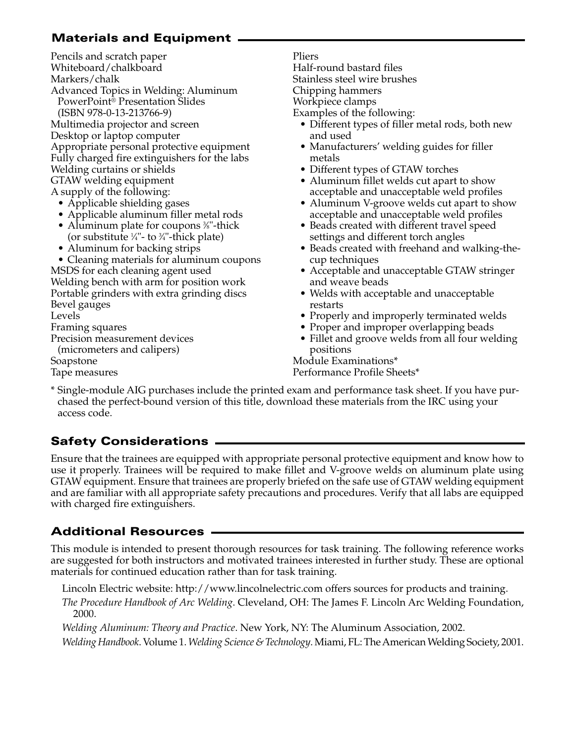## Materials and Equipment

Pencils and scratch paper
Whiteboard/chalkboard
Markers/chalk
Advanced Topics in Welding: Aluminum PowerPoint® Presentation Slides (ISBN 978-0-13-213766-9)
Multimedia projector and screen
Desktop or laptop computer
Appropriate personal protective equipment
Fully charged fire extinguishers for the labs
Welding curtains or shields
GTAW welding equipment
A supply of the following:

- Applicable shielding gases
- Applicable aluminum filler metal rods
- Aluminum plate for coupons ⅜"-thick (or substitute ¼"- to ¾"-thick plate)
- Aluminum for backing strips
- Cleaning materials for aluminum coupons

MSDS for each cleaning agent used
Welding bench with arm for position work
Portable grinders with extra grinding discs
Bevel gauges
Levels
Framing squares
Precision measurement devices (micrometers and calipers)
Soapstone
Tape measures
Pliers
Half-round bastard files
Stainless steel wire brushes
Chipping hammers
Workpiece clamps
Examples of the following:

- Different types of filler metal rods, both new and used
- Manufacturers' welding guides for filler metals
- Different types of GTAW torches
- Aluminum fillet welds cut apart to show acceptable and unacceptable weld profiles
- Aluminum V-groove welds cut apart to show acceptable and unacceptable weld profiles
- Beads created with different travel speed settings and different torch angles
- Beads created with freehand and walking-the-cup techniques
- Acceptable and unacceptable GTAW stringer and weave beads
- Welds with acceptable and unacceptable restarts
- Properly and improperly terminated welds
- Proper and improper overlapping beads
- Fillet and groove welds from all four welding positions

Module Examinations*
Performance Profile Sheets*

\* Single-module AIG purchases include the printed exam and performance task sheet. If you have purchased the perfect-bound version of this title, download these materials from the IRC using your access code.

## Safety Considerations

Ensure that the trainees are equipped with appropriate personal protective equipment and know how to use it properly. Trainees will be required to make fillet and V-groove welds on aluminum plate using GTAW equipment. Ensure that trainees are properly briefed on the safe use of GTAW welding equipment and are familiar with all appropriate safety precautions and procedures. Verify that all labs are equipped with charged fire extinguishers.

## Additional Resources

This module is intended to present thorough resources for task training. The following reference works are suggested for both instructors and motivated trainees interested in further study. These are optional materials for continued education rather than for task training.

Lincoln Electric website: http://www.lincolnelectric.com offers sources for products and training.

*The Procedure Handbook of Arc Welding*. Cleveland, OH: The James F. Lincoln Arc Welding Foundation, 2000.

*Welding Aluminum: Theory and Practice*. New York, NY: The Aluminum Association, 2002.

*Welding Handbook*. Volume 1. *Welding Science & Technology*. Miami, FL: The American Welding Society, 2001.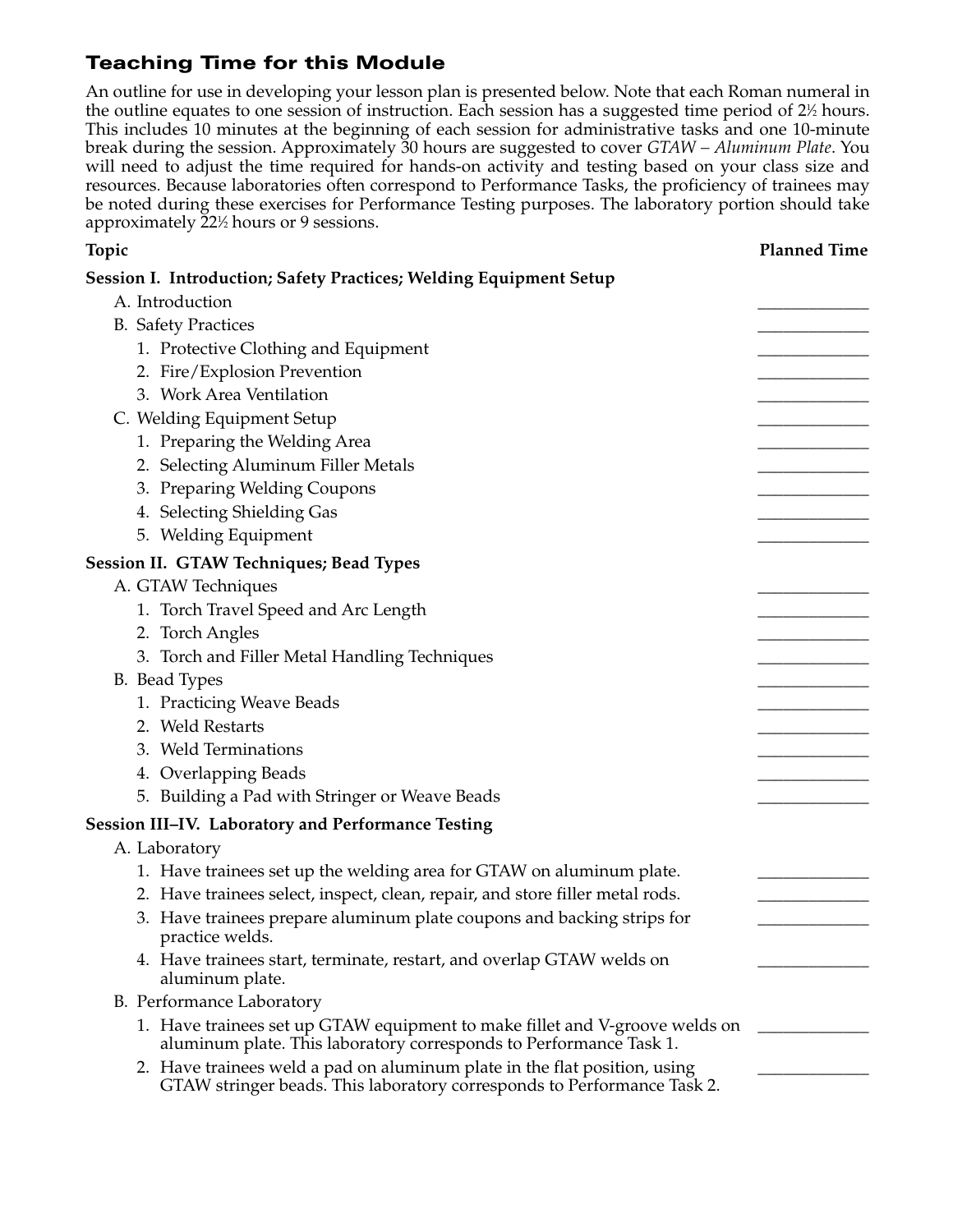## Teaching Time for this Module

An outline for use in developing your lesson plan is presented below. Note that each Roman numeral in the outline equates to one session of instruction. Each session has a suggested time period of 2½ hours. This includes 10 minutes at the beginning of each session for administrative tasks and one 10-minute break during the session. Approximately 30 hours are suggested to cover *GTAW – Aluminum Plate*. You will need to adjust the time required for hands-on activity and testing based on your class size and resources. Because laboratories often correspond to Performance Tasks, the proficiency of trainees may be noted during these exercises for Performance Testing purposes. The laboratory portion should take approximately 22½ hours or 9 sessions.

| Topic | Planned Time |
|---|---|
| **Session I. Introduction; Safety Practices; Welding Equipment Setup** | |
| A. Introduction | _____________ |
| B. Safety Practices | _____________ |
| 1. Protective Clothing and Equipment | _____________ |
| 2. Fire/Explosion Prevention | _____________ |
| 3. Work Area Ventilation | _____________ |
| C. Welding Equipment Setup | _____________ |
| 1. Preparing the Welding Area | _____________ |
| 2. Selecting Aluminum Filler Metals | _____________ |
| 3. Preparing Welding Coupons | _____________ |
| 4. Selecting Shielding Gas | _____________ |
| 5. Welding Equipment | _____________ |
| **Session II. GTAW Techniques; Bead Types** | |
| A. GTAW Techniques | _____________ |
| 1. Torch Travel Speed and Arc Length | _____________ |
| 2. Torch Angles | _____________ |
| 3. Torch and Filler Metal Handling Techniques | _____________ |
| B. Bead Types | _____________ |
| 1. Practicing Weave Beads | _____________ |
| 2. Weld Restarts | _____________ |
| 3. Weld Terminations | _____________ |
| 4. Overlapping Beads | _____________ |
| 5. Building a Pad with Stringer or Weave Beads | _____________ |
| **Session III–IV. Laboratory and Performance Testing** | |
| A. Laboratory | |
| 1. Have trainees set up the welding area for GTAW on aluminum plate. | _____________ |
| 2. Have trainees select, inspect, clean, repair, and store filler metal rods. | _____________ |
| 3. Have trainees prepare aluminum plate coupons and backing strips for practice welds. | _____________ |
| 4. Have trainees start, terminate, restart, and overlap GTAW welds on aluminum plate. | _____________ |
| B. Performance Laboratory | |
| 1. Have trainees set up GTAW equipment to make fillet and V-groove welds on aluminum plate. This laboratory corresponds to Performance Task 1. | _____________ |
| 2. Have trainees weld a pad on aluminum plate in the flat position, using GTAW stringer beads. This laboratory corresponds to Performance Task 2. | _____________ |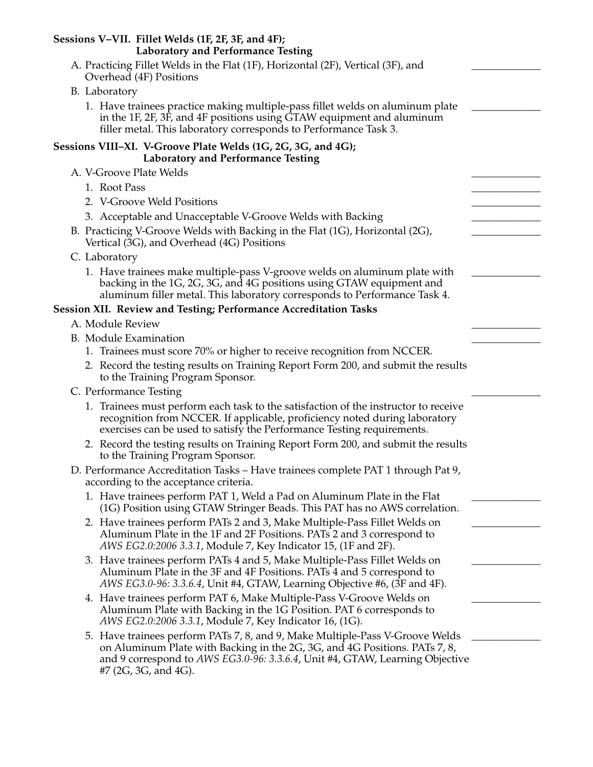**Sessions V–VII. Fillet Welds (1F, 2F, 3F, and 4F); Laboratory and Performance Testing**

A. Practicing Fillet Welds in the Flat (1F), Horizontal (2F), Vertical (3F), and Overhead (4F) Positions ____________

B. Laboratory

1. Have trainees practice making multiple-pass fillet welds on aluminum plate in the 1F, 2F, 3F, and 4F positions using GTAW equipment and aluminum filler metal. This laboratory corresponds to Performance Task 3. ____________

**Sessions VIII–XI. V-Groove Plate Welds (1G, 2G, 3G, and 4G); Laboratory and Performance Testing**

A. V-Groove Plate Welds ____________

1. Root Pass ____________
2. V-Groove Weld Positions ____________
3. Acceptable and Unacceptable V-Groove Welds with Backing ____________

B. Practicing V-Groove Welds with Backing in the Flat (1G), Horizontal (2G), Vertical (3G), and Overhead (4G) Positions ____________

C. Laboratory

1. Have trainees make multiple-pass V-groove welds on aluminum plate with backing in the 1G, 2G, 3G, and 4G positions using GTAW equipment and aluminum filler metal. This laboratory corresponds to Performance Task 4. ____________

**Session XII. Review and Testing; Performance Accreditation Tasks**

A. Module Review ____________

B. Module Examination ____________

1. Trainees must score 70% or higher to receive recognition from NCCER.
2. Record the testing results on Training Report Form 200, and submit the results to the Training Program Sponsor.

C. Performance Testing ____________

1. Trainees must perform each task to the satisfaction of the instructor to receive recognition from NCCER. If applicable, proficiency noted during laboratory exercises can be used to satisfy the Performance Testing requirements.
2. Record the testing results on Training Report Form 200, and submit the results to the Training Program Sponsor.

D. Performance Accreditation Tasks – Have trainees complete PAT 1 through Pat 9, according to the acceptance criteria.

1. Have trainees perform PAT 1, Weld a Pad on Aluminum Plate in the Flat (1G) Position using GTAW Stringer Beads. This PAT has no AWS correlation. ____________
2. Have trainees perform PATs 2 and 3, Make Multiple-Pass Fillet Welds on Aluminum Plate in the 1F and 2F Positions. PATs 2 and 3 correspond to *AWS EG2.0:2006 3.3.1*, Module 7, Key Indicator 15, (1F and 2F). ____________
3. Have trainees perform PATs 4 and 5, Make Multiple-Pass Fillet Welds on Aluminum Plate in the 3F and 4F Positions. PATs 4 and 5 correspond to *AWS EG3.0-96: 3.3.6.4*, Unit #4, GTAW, Learning Objective #6, (3F and 4F). ____________
4. Have trainees perform PAT 6, Make Multiple-Pass V-Groove Welds on Aluminum Plate with Backing in the 1G Position. PAT 6 corresponds to *AWS EG2.0:2006 3.3.1*, Module 7, Key Indicator 16, (1G). ____________
5. Have trainees perform PATs 7, 8, and 9, Make Multiple-Pass V-Groove Welds on Aluminum Plate with Backing in the 2G, 3G, and 4G Positions. PATs 7, 8, and 9 correspond to *AWS EG3.0-96: 3.3.6.4*, Unit #4, GTAW, Learning Objective #7 (2G, 3G, and 4G). ____________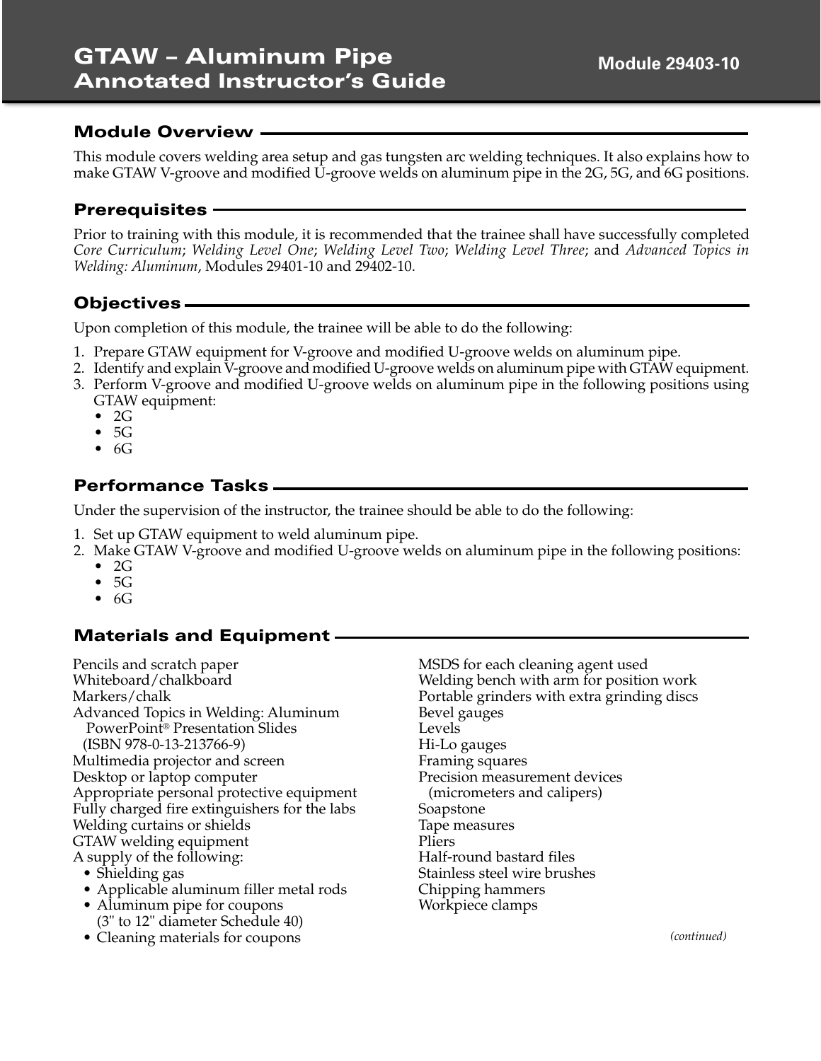# GTAW – Aluminum Pipe Annotated Instructor's Guide

**Module 29403-10**

## Module Overview

This module covers welding area setup and gas tungsten arc welding techniques. It also explains how to make GTAW V-groove and modified U-groove welds on aluminum pipe in the 2G, 5G, and 6G positions.

## Prerequisites

Prior to training with this module, it is recommended that the trainee shall have successfully completed *Core Curriculum*; *Welding Level One*; *Welding Level Two*; *Welding Level Three*; and *Advanced Topics in Welding: Aluminum*, Modules 29401-10 and 29402-10.

## Objectives

Upon completion of this module, the trainee will be able to do the following:

1. Prepare GTAW equipment for V-groove and modified U-groove welds on aluminum pipe.
2. Identify and explain V-groove and modified U-groove welds on aluminum pipe with GTAW equipment.
3. Perform V-groove and modified U-groove welds on aluminum pipe in the following positions using GTAW equipment:
   - 2G
   - 5G
   - 6G

## Performance Tasks

Under the supervision of the instructor, the trainee should be able to do the following:

1. Set up GTAW equipment to weld aluminum pipe.
2. Make GTAW V-groove and modified U-groove welds on aluminum pipe in the following positions:
   - 2G
   - 5G
   - 6G

## Materials and Equipment

Pencils and scratch paper
Whiteboard/chalkboard
Markers/chalk
Advanced Topics in Welding: Aluminum PowerPoint® Presentation Slides (ISBN 978-0-13-213766-9)
Multimedia projector and screen
Desktop or laptop computer
Appropriate personal protective equipment
Fully charged fire extinguishers for the labs
Welding curtains or shields
GTAW welding equipment
A supply of the following:
- Shielding gas
- Applicable aluminum filler metal rods
- Aluminum pipe for coupons (3" to 12" diameter Schedule 40)
- Cleaning materials for coupons

MSDS for each cleaning agent used
Welding bench with arm for position work
Portable grinders with extra grinding discs
Bevel gauges
Levels
Hi-Lo gauges
Framing squares
Precision measurement devices (micrometers and calipers)
Soapstone
Tape measures
Pliers
Half-round bastard files
Stainless steel wire brushes
Chipping hammers
Workpiece clamps

*(continued)*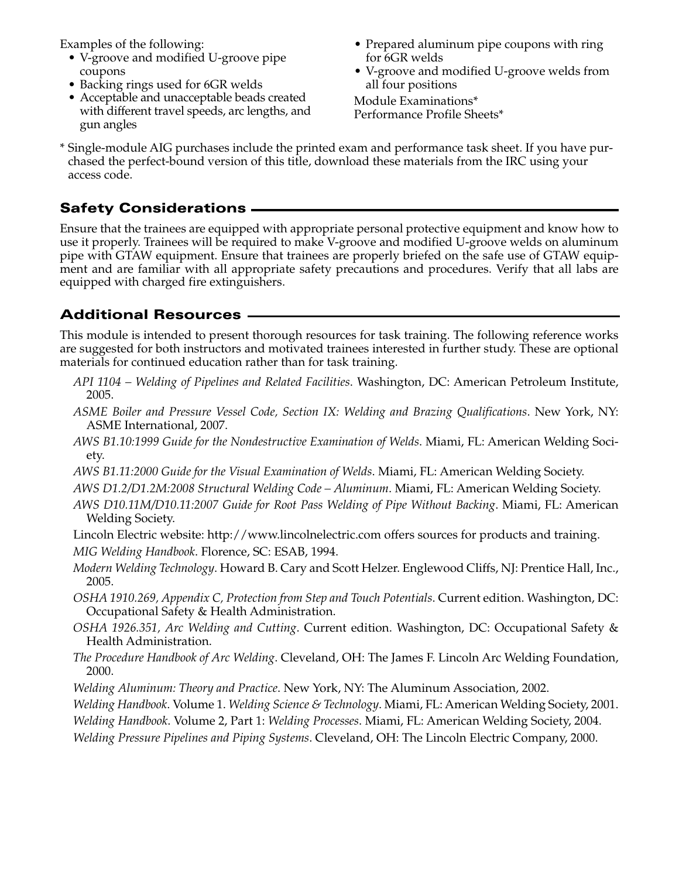Examples of the following:

- V-groove and modified U-groove pipe coupons
- Backing rings used for 6GR welds
- Acceptable and unacceptable beads created with different travel speeds, arc lengths, and gun angles
- Prepared aluminum pipe coupons with ring for 6GR welds
- V-groove and modified U-groove welds from all four positions

Module Examinations*
Performance Profile Sheets*

* Single-module AIG purchases include the printed exam and performance task sheet. If you have purchased the perfect-bound version of this title, download these materials from the IRC using your access code.

## Safety Considerations

Ensure that the trainees are equipped with appropriate personal protective equipment and know how to use it properly. Trainees will be required to make V-groove and modified U-groove welds on aluminum pipe with GTAW equipment. Ensure that trainees are properly briefed on the safe use of GTAW equipment and are familiar with all appropriate safety precautions and procedures. Verify that all labs are equipped with charged fire extinguishers.

## Additional Resources

This module is intended to present thorough resources for task training. The following reference works are suggested for both instructors and motivated trainees interested in further study. These are optional materials for continued education rather than for task training.

*API 1104 – Welding of Pipelines and Related Facilities*. Washington, DC: American Petroleum Institute, 2005.

*ASME Boiler and Pressure Vessel Code, Section IX: Welding and Brazing Qualifications*. New York, NY: ASME International, 2007.

*AWS B1.10:1999 Guide for the Nondestructive Examination of Welds*. Miami, FL: American Welding Society.

*AWS B1.11:2000 Guide for the Visual Examination of Welds*. Miami, FL: American Welding Society.

*AWS D1.2/D1.2M:2008 Structural Welding Code – Aluminum*. Miami, FL: American Welding Society.

*AWS D10.11M/D10.11:2007 Guide for Root Pass Welding of Pipe Without Backing*. Miami, FL: American Welding Society.

Lincoln Electric website: http://www.lincolnelectric.com offers sources for products and training.

*MIG Welding Handbook*. Florence, SC: ESAB, 1994.

*Modern Welding Technology*. Howard B. Cary and Scott Helzer. Englewood Cliffs, NJ: Prentice Hall, Inc., 2005.

*OSHA 1910.269, Appendix C, Protection from Step and Touch Potentials*. Current edition. Washington, DC: Occupational Safety & Health Administration.

*OSHA 1926.351, Arc Welding and Cutting*. Current edition. Washington, DC: Occupational Safety & Health Administration.

*The Procedure Handbook of Arc Welding*. Cleveland, OH: The James F. Lincoln Arc Welding Foundation, 2000.

*Welding Aluminum: Theory and Practice*. New York, NY: The Aluminum Association, 2002.

*Welding Handbook*. Volume 1. *Welding Science & Technology*. Miami, FL: American Welding Society, 2001.

*Welding Handbook*. Volume 2, Part 1: *Welding Processes*. Miami, FL: American Welding Society, 2004.

*Welding Pressure Pipelines and Piping Systems*. Cleveland, OH: The Lincoln Electric Company, 2000.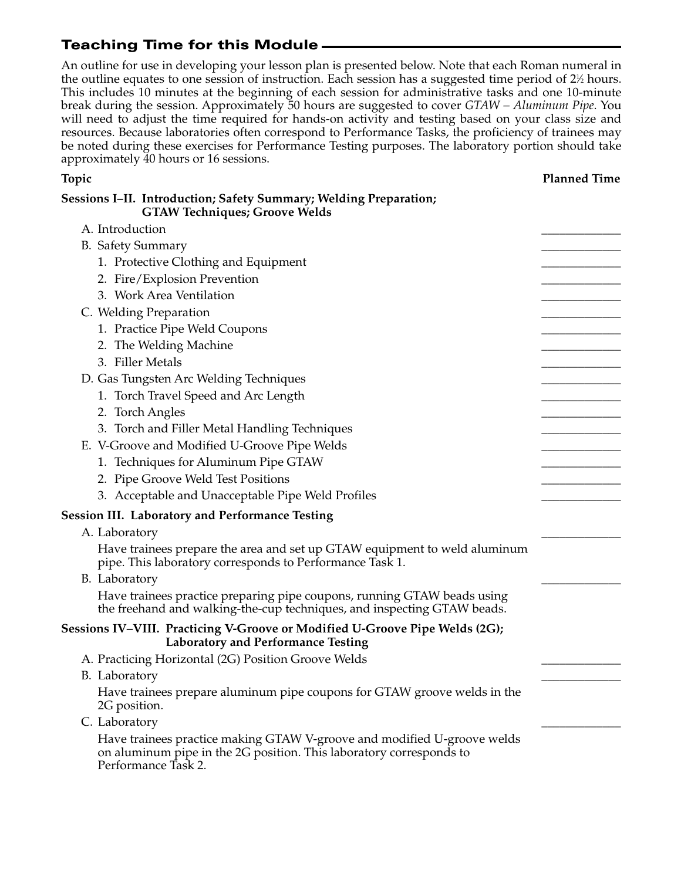## Teaching Time for this Module

An outline for use in developing your lesson plan is presented below. Note that each Roman numeral in the outline equates to one session of instruction. Each session has a suggested time period of 2½ hours. This includes 10 minutes at the beginning of each session for administrative tasks and one 10-minute break during the session. Approximately 50 hours are suggested to cover *GTAW – Aluminum Pipe*. You will need to adjust the time required for hands-on activity and testing based on your class size and resources. Because laboratories often correspond to Performance Tasks, the proficiency of trainees may be noted during these exercises for Performance Testing purposes. The laboratory portion should take approximately 40 hours or 16 sessions.

| Topic | Planned Time |
|---|---|
| **Sessions I–II. Introduction; Safety Summary; Welding Preparation; GTAW Techniques; Groove Welds** | |
| A. Introduction | ____________ |
| B. Safety Summary | ____________ |
| 1. Protective Clothing and Equipment | ____________ |
| 2. Fire/Explosion Prevention | ____________ |
| 3. Work Area Ventilation | ____________ |
| C. Welding Preparation | ____________ |
| 1. Practice Pipe Weld Coupons | ____________ |
| 2. The Welding Machine | ____________ |
| 3. Filler Metals | ____________ |
| D. Gas Tungsten Arc Welding Techniques | ____________ |
| 1. Torch Travel Speed and Arc Length | ____________ |
| 2. Torch Angles | ____________ |
| 3. Torch and Filler Metal Handling Techniques | ____________ |
| E. V-Groove and Modified U-Groove Pipe Welds | ____________ |
| 1. Techniques for Aluminum Pipe GTAW | ____________ |
| 2. Pipe Groove Weld Test Positions | ____________ |
| 3. Acceptable and Unacceptable Pipe Weld Profiles | ____________ |
| **Session III. Laboratory and Performance Testing** | |
| A. Laboratory | ____________ |
| Have trainees prepare the area and set up GTAW equipment to weld aluminum pipe. This laboratory corresponds to Performance Task 1. | |
| B. Laboratory | ____________ |
| Have trainees practice preparing pipe coupons, running GTAW beads using the freehand and walking-the-cup techniques, and inspecting GTAW beads. | |
| **Sessions IV–VIII. Practicing V-Groove or Modified U-Groove Pipe Welds (2G); Laboratory and Performance Testing** | |
| A. Practicing Horizontal (2G) Position Groove Welds | ____________ |
| B. Laboratory | ____________ |
| Have trainees prepare aluminum pipe coupons for GTAW groove welds in the 2G position. | |
| C. Laboratory | ____________ |
| Have trainees practice making GTAW V-groove and modified U-groove welds on aluminum pipe in the 2G position. This laboratory corresponds to Performance Task 2. | |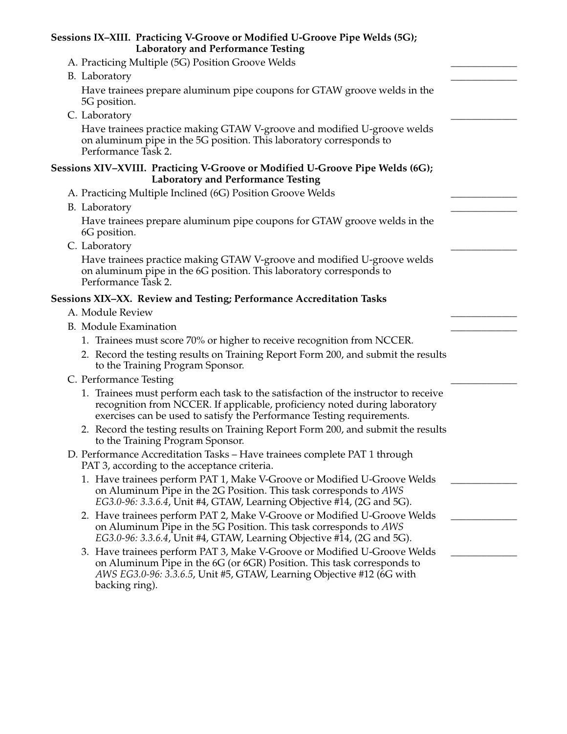**Sessions IX–XIII. Practicing V-Groove or Modified U-Groove Pipe Welds (5G); Laboratory and Performance Testing**

A. Practicing Multiple (5G) Position Groove Welds ____________

B. Laboratory ____________

Have trainees prepare aluminum pipe coupons for GTAW groove welds in the 5G position.

C. Laboratory ____________

Have trainees practice making GTAW V-groove and modified U-groove welds on aluminum pipe in the 5G position. This laboratory corresponds to Performance Task 2.

**Sessions XIV–XVIII. Practicing V-Groove or Modified U-Groove Pipe Welds (6G); Laboratory and Performance Testing**

A. Practicing Multiple Inclined (6G) Position Groove Welds ____________

B. Laboratory ____________

Have trainees prepare aluminum pipe coupons for GTAW groove welds in the 6G position.

C. Laboratory ____________

Have trainees practice making GTAW V-groove and modified U-groove welds on aluminum pipe in the 6G position. This laboratory corresponds to Performance Task 2.

**Sessions XIX–XX. Review and Testing; Performance Accreditation Tasks**

A. Module Review ____________

B. Module Examination ____________

1. Trainees must score 70% or higher to receive recognition from NCCER.
2. Record the testing results on Training Report Form 200, and submit the results to the Training Program Sponsor.

C. Performance Testing ____________

1. Trainees must perform each task to the satisfaction of the instructor to receive recognition from NCCER. If applicable, proficiency noted during laboratory exercises can be used to satisfy the Performance Testing requirements.
2. Record the testing results on Training Report Form 200, and submit the results to the Training Program Sponsor.

D. Performance Accreditation Tasks – Have trainees complete PAT 1 through PAT 3, according to the acceptance criteria.

1. Have trainees perform PAT 1, Make V-Groove or Modified U-Groove Welds on Aluminum Pipe in the 2G Position. This task corresponds to *AWS EG3.0-96: 3.3.6.4*, Unit #4, GTAW, Learning Objective #14, (2G and 5G). ____________
2. Have trainees perform PAT 2, Make V-Groove or Modified U-Groove Welds on Aluminum Pipe in the 5G Position. This task corresponds to *AWS EG3.0-96: 3.3.6.4*, Unit #4, GTAW, Learning Objective #14, (2G and 5G). ____________
3. Have trainees perform PAT 3, Make V-Groove or Modified U-Groove Welds on Aluminum Pipe in the 6G (or 6GR) Position. This task corresponds to *AWS EG3.0-96: 3.3.6.5*, Unit #5, GTAW, Learning Objective #12 (6G with backing ring). ____________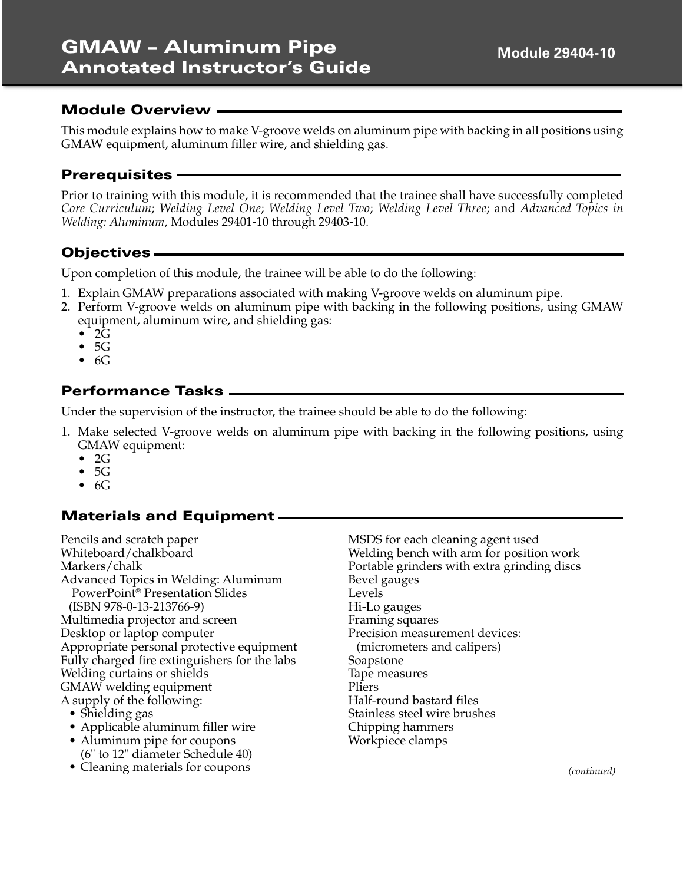# GMAW – Aluminum Pipe Annotated Instructor's Guide

**Module 29404-10**

## Module Overview

This module explains how to make V-groove welds on aluminum pipe with backing in all positions using GMAW equipment, aluminum filler wire, and shielding gas.

## Prerequisites

Prior to training with this module, it is recommended that the trainee shall have successfully completed *Core Curriculum*; *Welding Level One*; *Welding Level Two*; *Welding Level Three*; and *Advanced Topics in Welding: Aluminum*, Modules 29401-10 through 29403-10.

## Objectives

Upon completion of this module, the trainee will be able to do the following:

1. Explain GMAW preparations associated with making V-groove welds on aluminum pipe.
2. Perform V-groove welds on aluminum pipe with backing in the following positions, using GMAW equipment, aluminum wire, and shielding gas:
   - 2G
   - 5G
   - 6G

## Performance Tasks

Under the supervision of the instructor, the trainee should be able to do the following:

1. Make selected V-groove welds on aluminum pipe with backing in the following positions, using GMAW equipment:
   - 2G
   - 5G
   - 6G

## Materials and Equipment

Pencils and scratch paper
Whiteboard/chalkboard
Markers/chalk
Advanced Topics in Welding: Aluminum PowerPoint® Presentation Slides (ISBN 978-0-13-213766-9)
Multimedia projector and screen
Desktop or laptop computer
Appropriate personal protective equipment
Fully charged fire extinguishers for the labs
Welding curtains or shields
GMAW welding equipment
A supply of the following:
- Shielding gas
- Applicable aluminum filler wire
- Aluminum pipe for coupons (6" to 12" diameter Schedule 40)
- Cleaning materials for coupons

MSDS for each cleaning agent used
Welding bench with arm for position work
Portable grinders with extra grinding discs
Bevel gauges
Levels
Hi-Lo gauges
Framing squares
Precision measurement devices: (micrometers and calipers)
Soapstone
Tape measures
Pliers
Half-round bastard files
Stainless steel wire brushes
Chipping hammers
Workpiece clamps

*(continued)*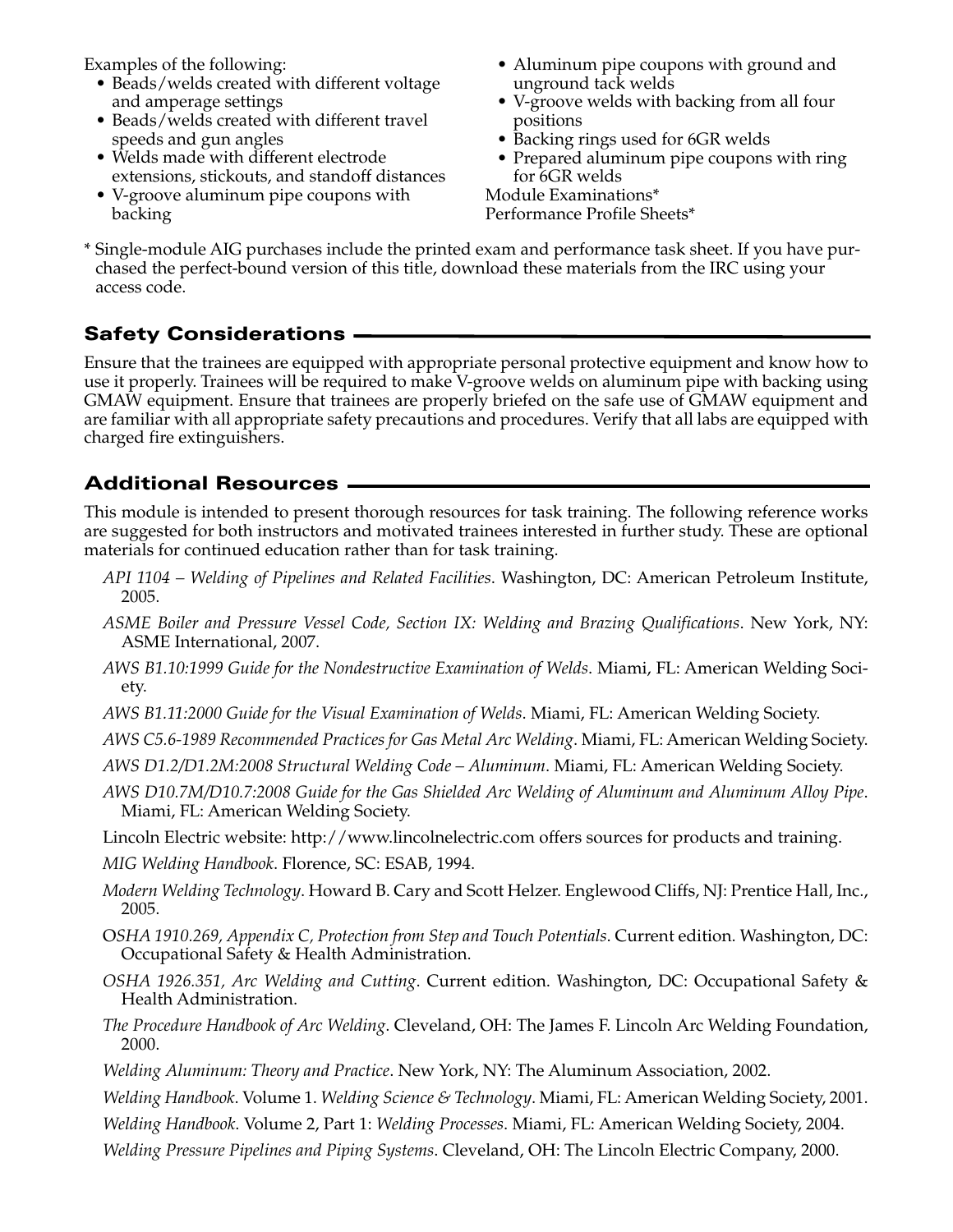Examples of the following:

- Beads/welds created with different voltage and amperage settings
- Beads/welds created with different travel speeds and gun angles
- Welds made with different electrode extensions, stickouts, and standoff distances
- V-groove aluminum pipe coupons with backing
- Aluminum pipe coupons with ground and unground tack welds
- V-groove welds with backing from all four positions
- Backing rings used for 6GR welds
- Prepared aluminum pipe coupons with ring for 6GR welds

Module Examinations*
Performance Profile Sheets*

* Single-module AIG purchases include the printed exam and performance task sheet. If you have purchased the perfect-bound version of this title, download these materials from the IRC using your access code.

## Safety Considerations

Ensure that the trainees are equipped with appropriate personal protective equipment and know how to use it properly. Trainees will be required to make V-groove welds on aluminum pipe with backing using GMAW equipment. Ensure that trainees are properly briefed on the safe use of GMAW equipment and are familiar with all appropriate safety precautions and procedures. Verify that all labs are equipped with charged fire extinguishers.

## Additional Resources

This module is intended to present thorough resources for task training. The following reference works are suggested for both instructors and motivated trainees interested in further study. These are optional materials for continued education rather than for task training.

*API 1104 – Welding of Pipelines and Related Facilities*. Washington, DC: American Petroleum Institute, 2005.

*ASME Boiler and Pressure Vessel Code, Section IX: Welding and Brazing Qualifications*. New York, NY: ASME International, 2007.

*AWS B1.10:1999 Guide for the Nondestructive Examination of Welds*. Miami, FL: American Welding Society.

*AWS B1.11:2000 Guide for the Visual Examination of Welds*. Miami, FL: American Welding Society.

*AWS C5.6-1989 Recommended Practices for Gas Metal Arc Welding*. Miami, FL: American Welding Society.

*AWS D1.2/D1.2M:2008 Structural Welding Code – Aluminum*. Miami, FL: American Welding Society.

*AWS D10.7M/D10.7:2008 Guide for the Gas Shielded Arc Welding of Aluminum and Aluminum Alloy Pipe*. Miami, FL: American Welding Society.

Lincoln Electric website: http://www.lincolnelectric.com offers sources for products and training.

*MIG Welding Handbook*. Florence, SC: ESAB, 1994.

*Modern Welding Technology*. Howard B. Cary and Scott Helzer. Englewood Cliffs, NJ: Prentice Hall, Inc., 2005.

O*SHA 1910.269, Appendix C, Protection from Step and Touch Potentials*. Current edition. Washington, DC: Occupational Safety & Health Administration.

*OSHA 1926.351, Arc Welding and Cutting*. Current edition. Washington, DC: Occupational Safety & Health Administration.

*The Procedure Handbook of Arc Welding*. Cleveland, OH: The James F. Lincoln Arc Welding Foundation, 2000.

*Welding Aluminum: Theory and Practice*. New York, NY: The Aluminum Association, 2002.

*Welding Handbook*. Volume 1. *Welding Science & Technology*. Miami, FL: American Welding Society, 2001.

*Welding Handbook*. Volume 2, Part 1: *Welding Processes*. Miami, FL: American Welding Society, 2004.

*Welding Pressure Pipelines and Piping Systems*. Cleveland, OH: The Lincoln Electric Company, 2000.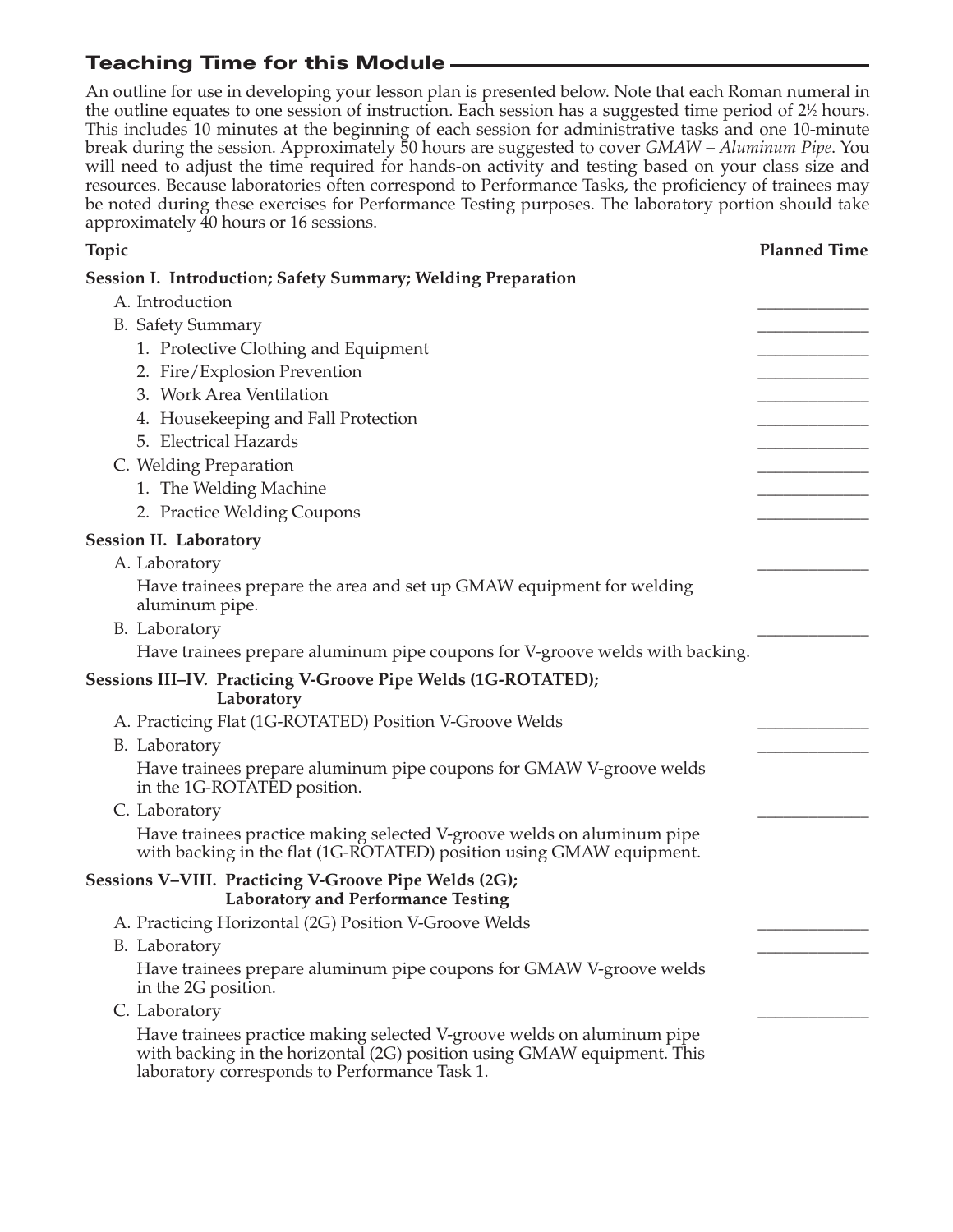## Teaching Time for this Module

An outline for use in developing your lesson plan is presented below. Note that each Roman numeral in the outline equates to one session of instruction. Each session has a suggested time period of 2½ hours. This includes 10 minutes at the beginning of each session for administrative tasks and one 10-minute break during the session. Approximately 50 hours are suggested to cover *GMAW – Aluminum Pipe*. You will need to adjust the time required for hands-on activity and testing based on your class size and resources. Because laboratories often correspond to Performance Tasks, the proficiency of trainees may be noted during these exercises for Performance Testing purposes. The laboratory portion should take approximately 40 hours or 16 sessions.

| Topic | Planned Time |
|---|---|
| **Session I. Introduction; Safety Summary; Welding Preparation** | |
| A. Introduction | ____________ |
| B. Safety Summary | ____________ |
| 1. Protective Clothing and Equipment | ____________ |
| 2. Fire/Explosion Prevention | ____________ |
| 3. Work Area Ventilation | ____________ |
| 4. Housekeeping and Fall Protection | ____________ |
| 5. Electrical Hazards | ____________ |
| C. Welding Preparation | ____________ |
| 1. The Welding Machine | ____________ |
| 2. Practice Welding Coupons | ____________ |
| **Session II. Laboratory** | |
| A. Laboratory | ____________ |
| Have trainees prepare the area and set up GMAW equipment for welding aluminum pipe. | |
| B. Laboratory | ____________ |
| Have trainees prepare aluminum pipe coupons for V-groove welds with backing. | |
| **Sessions III–IV. Practicing V-Groove Pipe Welds (1G-ROTATED); Laboratory** | |
| A. Practicing Flat (1G-ROTATED) Position V-Groove Welds | ____________ |
| B. Laboratory | ____________ |
| Have trainees prepare aluminum pipe coupons for GMAW V-groove welds in the 1G-ROTATED position. | |
| C. Laboratory | ____________ |
| Have trainees practice making selected V-groove welds on aluminum pipe with backing in the flat (1G-ROTATED) position using GMAW equipment. | |
| **Sessions V–VIII. Practicing V-Groove Pipe Welds (2G); Laboratory and Performance Testing** | |
| A. Practicing Horizontal (2G) Position V-Groove Welds | ____________ |
| B. Laboratory | ____________ |
| Have trainees prepare aluminum pipe coupons for GMAW V-groove welds in the 2G position. | |
| C. Laboratory | ____________ |
| Have trainees practice making selected V-groove welds on aluminum pipe with backing in the horizontal (2G) position using GMAW equipment. This laboratory corresponds to Performance Task 1. | |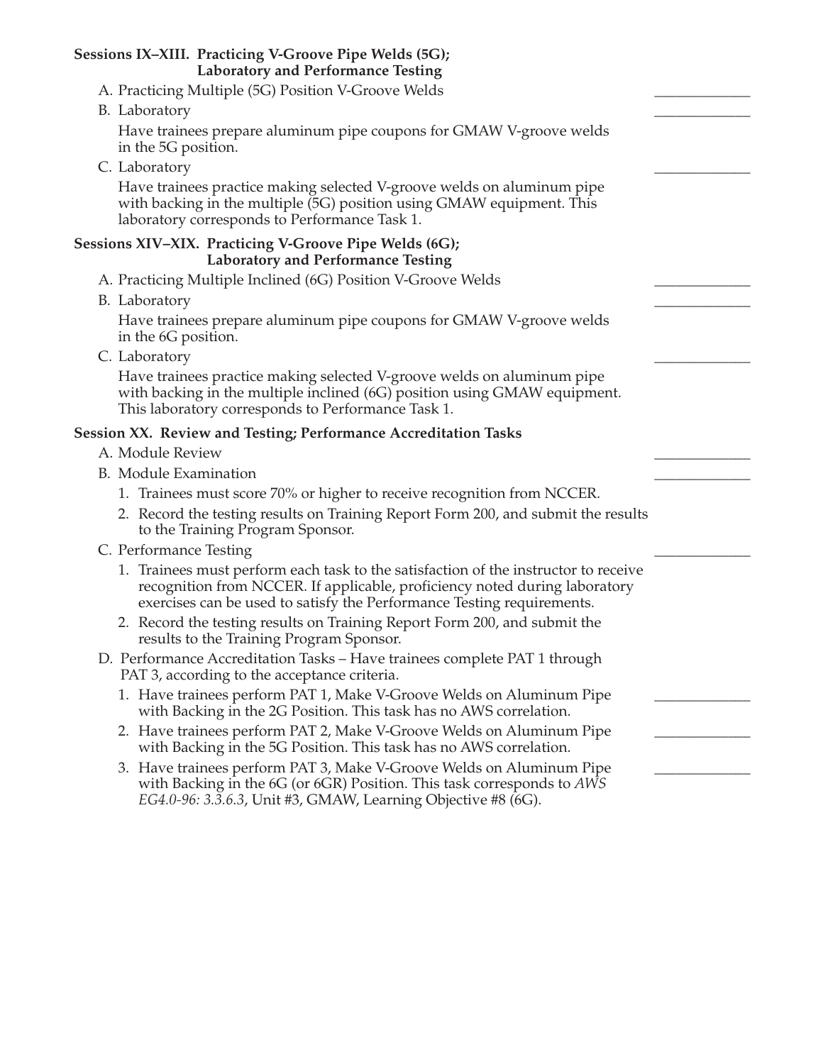**Sessions IX–XIII. Practicing V-Groove Pipe Welds (5G); Laboratory and Performance Testing**

A. Practicing Multiple (5G) Position V-Groove Welds \_\_\_\_\_\_\_\_\_\_\_\_

B. Laboratory \_\_\_\_\_\_\_\_\_\_\_\_

Have trainees prepare aluminum pipe coupons for GMAW V-groove welds in the 5G position.

C. Laboratory \_\_\_\_\_\_\_\_\_\_\_\_

Have trainees practice making selected V-groove welds on aluminum pipe with backing in the multiple (5G) position using GMAW equipment. This laboratory corresponds to Performance Task 1.

**Sessions XIV–XIX. Practicing V-Groove Pipe Welds (6G); Laboratory and Performance Testing**

A. Practicing Multiple Inclined (6G) Position V-Groove Welds \_\_\_\_\_\_\_\_\_\_\_\_

B. Laboratory \_\_\_\_\_\_\_\_\_\_\_\_

Have trainees prepare aluminum pipe coupons for GMAW V-groove welds in the 6G position.

C. Laboratory \_\_\_\_\_\_\_\_\_\_\_\_

Have trainees practice making selected V-groove welds on aluminum pipe with backing in the multiple inclined (6G) position using GMAW equipment. This laboratory corresponds to Performance Task 1.

**Session XX. Review and Testing; Performance Accreditation Tasks**

A. Module Review \_\_\_\_\_\_\_\_\_\_\_\_

B. Module Examination \_\_\_\_\_\_\_\_\_\_\_\_

1. Trainees must score 70% or higher to receive recognition from NCCER.
2. Record the testing results on Training Report Form 200, and submit the results to the Training Program Sponsor.

C. Performance Testing \_\_\_\_\_\_\_\_\_\_\_\_

1. Trainees must perform each task to the satisfaction of the instructor to receive recognition from NCCER. If applicable, proficiency noted during laboratory exercises can be used to satisfy the Performance Testing requirements.
2. Record the testing results on Training Report Form 200, and submit the results to the Training Program Sponsor.

D. Performance Accreditation Tasks – Have trainees complete PAT 1 through PAT 3, according to the acceptance criteria.

1. Have trainees perform PAT 1, Make V-Groove Welds on Aluminum Pipe with Backing in the 2G Position. This task has no AWS correlation. \_\_\_\_\_\_\_\_\_\_\_\_
2. Have trainees perform PAT 2, Make V-Groove Welds on Aluminum Pipe with Backing in the 5G Position. This task has no AWS correlation. \_\_\_\_\_\_\_\_\_\_\_\_
3. Have trainees perform PAT 3, Make V-Groove Welds on Aluminum Pipe with Backing in the 6G (or 6GR) Position. This task corresponds to *AWS EG4.0-96: 3.3.6.3*, Unit #3, GMAW, Learning Objective #8 (6G). \_\_\_\_\_\_\_\_\_\_\_\_